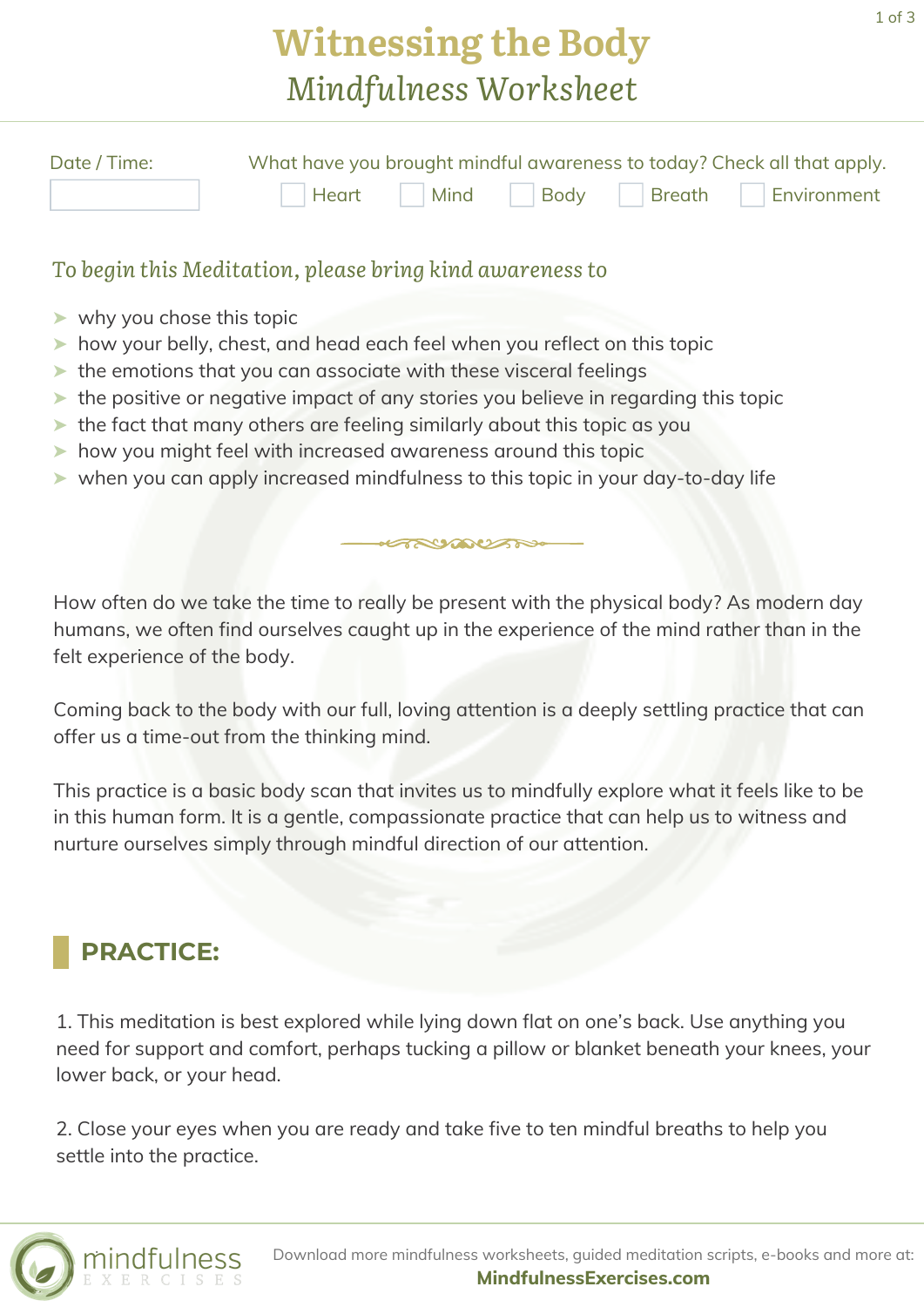# Witnessing the Body

## *Mindfulness Worksheet*

Date / Time:

What have you brought mindful awareness to today? Check all that apply.

- [ ] Heart
- [ ] Mind
- [ ] Body
- [ ] Breath
- [ ] Environment

### *To begin this Meditation, please bring kind awareness to*

- why you chose this topic
- how your belly, chest, and head each feel when you reflect on this topic
- the emotions that you can associate with these visceral feelings
- the positive or negative impact of any stories you believe in regarding this topic
- the fact that many others are feeling similarly about this topic as you
- how you might feel with increased awareness around this topic
- when you can apply increased mindfulness to this topic in your day-to-day life

How often do we take the time to really be present with the physical body? As modern day humans, we often find ourselves caught up in the experience of the mind rather than in the felt experience of the body.

Coming back to the body with our full, loving attention is a deeply settling practice that can offer us a time-out from the thinking mind.

This practice is a basic body scan that invites us to mindfully explore what it feels like to be in this human form. It is a gentle, compassionate practice that can help us to witness and nurture ourselves simply through mindful direction of our attention.

## PRACTICE:

1. This meditation is best explored while lying down flat on one's back. Use anything you need for support and comfort, perhaps tucking a pillow or blanket beneath your knees, your lower back, or your head.

2. Close your eyes when you are ready and take five to ten mindful breaths to help you settle into the practice.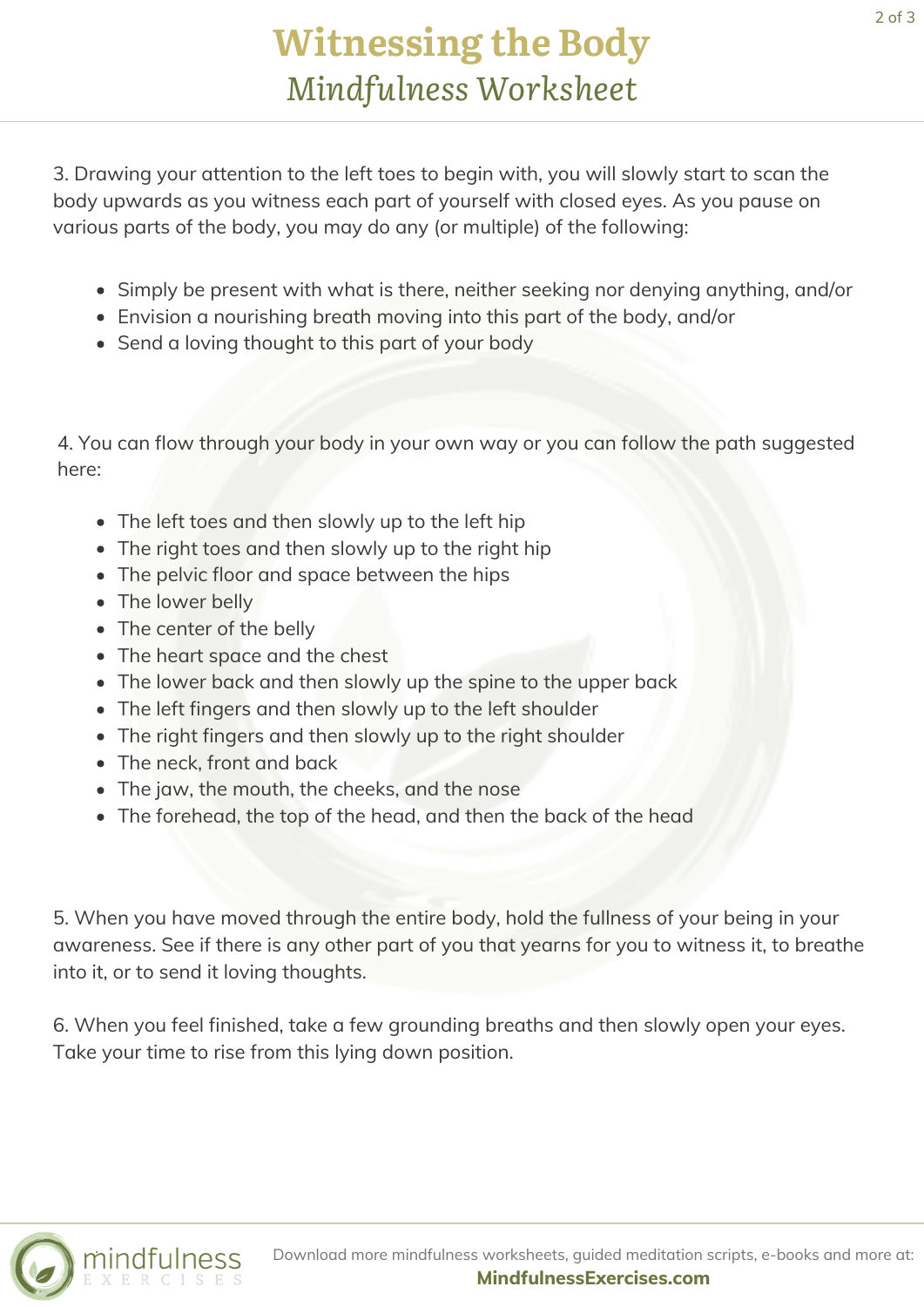# Witnessing the Body

## *Mindfulness Worksheet*

3. Drawing your attention to the left toes to begin with, you will slowly start to scan the body upwards as you witness each part of yourself with closed eyes. As you pause on various parts of the body, you may do any (or multiple) of the following:

- Simply be present with what is there, neither seeking nor denying anything, and/or
- Envision a nourishing breath moving into this part of the body, and/or
- Send a loving thought to this part of your body

4. You can flow through your body in your own way or you can follow the path suggested here:

- The left toes and then slowly up to the left hip
- The right toes and then slowly up to the right hip
- The pelvic floor and space between the hips
- The lower belly
- The center of the belly
- The heart space and the chest
- The lower back and then slowly up the spine to the upper back
- The left fingers and then slowly up to the left shoulder
- The right fingers and then slowly up to the right shoulder
- The neck, front and back
- The jaw, the mouth, the cheeks, and the nose
- The forehead, the top of the head, and then the back of the head

5. When you have moved through the entire body, hold the fullness of your being in your awareness. See if there is any other part of you that yearns for you to witness it, to breathe into it, or to send it loving thoughts.

6. When you feel finished, take a few grounding breaths and then slowly open your eyes. Take your time to rise from this lying down position.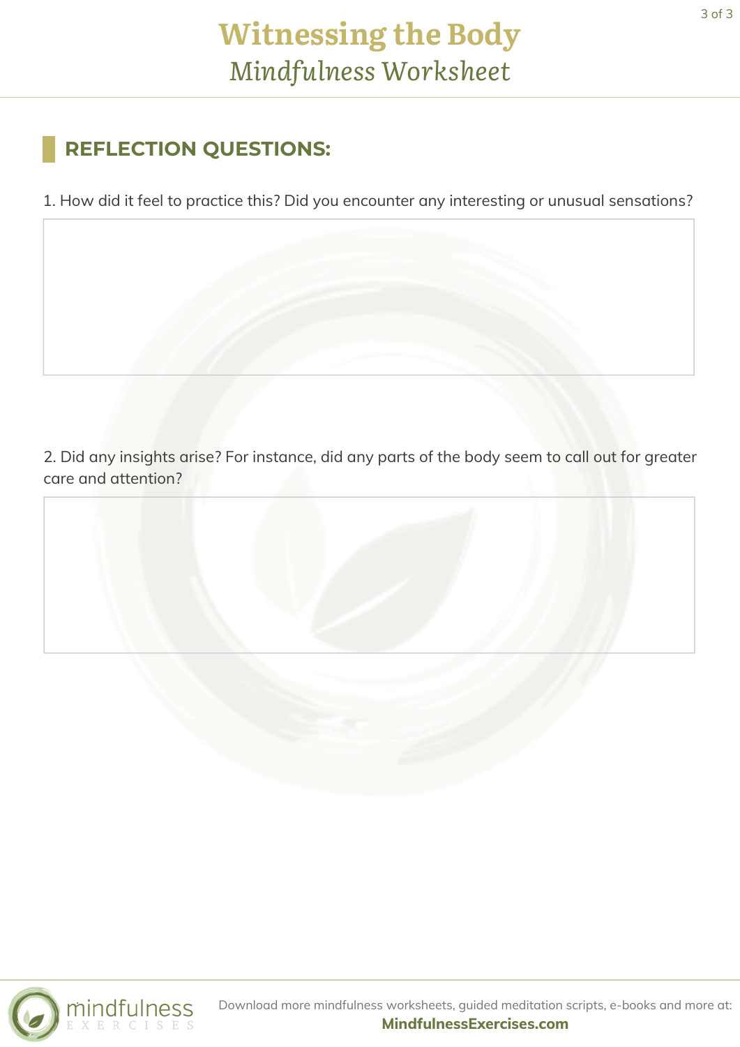# Witnessing the Body

## *Mindfulness Worksheet*

### REFLECTION QUESTIONS:

1. How did it feel to practice this? Did you encounter any interesting or unusual sensations?

2. Did any insights arise? For instance, did any parts of the body seem to call out for greater care and attention?

Download more mindfulness worksheets, guided meditation scripts, e-books and more at: **MindfulnessExercises.com**